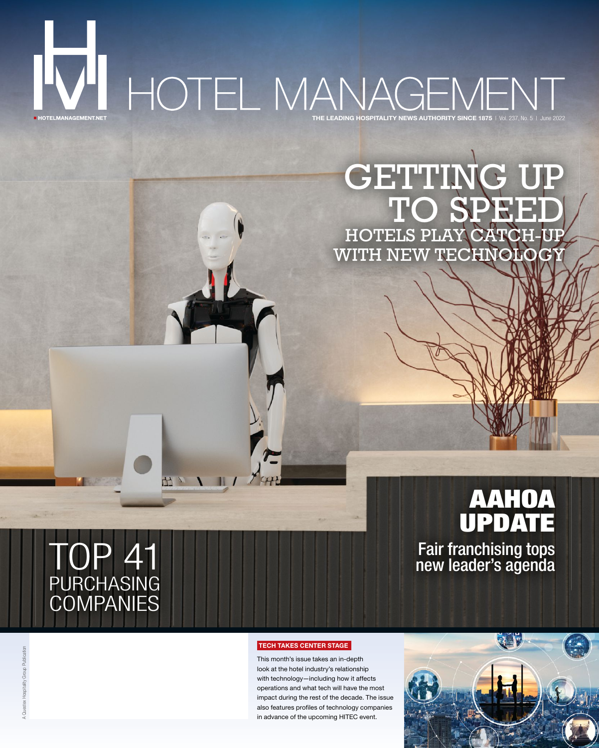# HOTEL MANAGEMENT

HOTELMANAGEMENT.NET

THE LEADING HOSPITALITY NEWS AUTHORITY SINCE 1875 | Vol. 237, No. 5 | June 2022

## GETTING UP TO SPEED

### HOTELS PLAY CATCH-UP WITH NEW TECHNOLOGY

## AAHOA UPDATE

Fair franchising tops new leader's agenda

## TOP 41 PURCHASING COMPANIES

**TECH TAKES CENTER STAGE**

This month's issue takes an in-depth look at the hotel industry's relationship with technology—including how it affects operations and what tech will have the most impact during the rest of the decade. The issue also features profiles of technology companies in advance of the upcoming HITEC event.

A Questex Hospitality Group Publication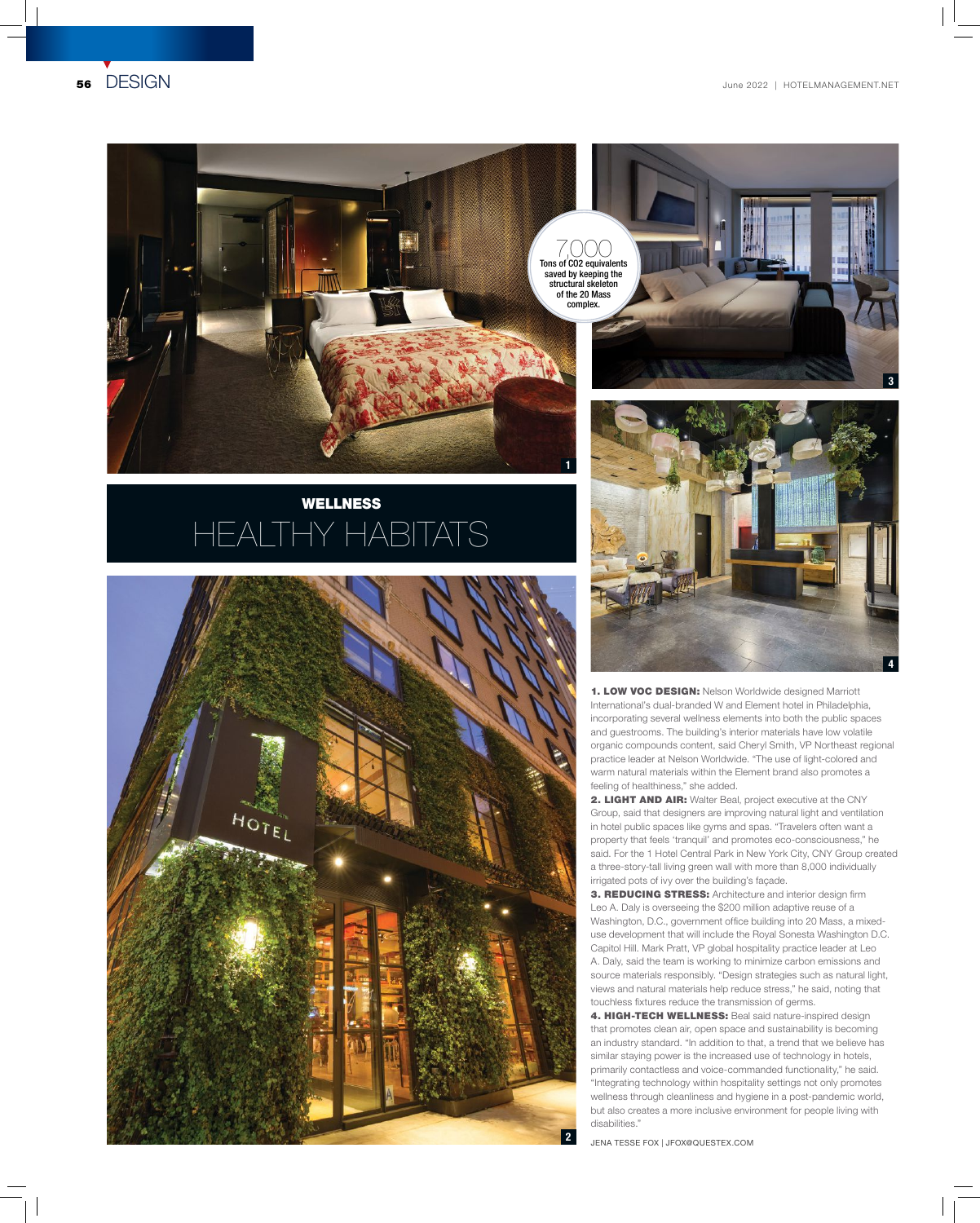7,000
Tons of $CO_2$ equivalents saved by keeping the structural skeleton of the 20 Mass complex.

**WELLNESS**

# HEALTHY HABITATS

**1. LOW VOC DESIGN:** Nelson Worldwide designed Marriott International's dual-branded W and Element hotel in Philadelphia, incorporating several wellness elements into both the public spaces and guestrooms. The building's interior materials have low volatile organic compounds content, said Cheryl Smith, VP Northeast regional practice leader at Nelson Worldwide. "The use of light-colored and warm natural materials within the Element brand also promotes a feeling of healthiness," she added.

**2. LIGHT AND AIR:** Walter Beal, project executive at the CNY Group, said that designers are improving natural light and ventilation in hotel public spaces like gyms and spas. "Travelers often want a property that feels 'tranquil' and promotes eco-consciousness," he said. For the 1 Hotel Central Park in New York City, CNY Group created a three-story-tall living green wall with more than 8,000 individually irrigated pots of ivy over the building's façade.

**3. REDUCING STRESS:** Architecture and interior design firm Leo A. Daly is overseeing the $200 million adaptive reuse of a Washington, D.C., government office building into 20 Mass, a mixed-use development that will include the Royal Sonesta Washington D.C. Capitol Hill. Mark Pratt, VP global hospitality practice leader at Leo A. Daly, said the team is working to minimize carbon emissions and source materials responsibly. "Design strategies such as natural light, views and natural materials help reduce stress," he said, noting that touchless fixtures reduce the transmission of germs.

**4. HIGH-TECH WELLNESS:** Beal said nature-inspired design that promotes clean air, open space and sustainability is becoming an industry standard. "In addition to that, a trend that we believe has similar staying power is the increased use of technology in hotels, primarily contactless and voice-commanded functionality," he said. "Integrating technology within hospitality settings not only promotes wellness through cleanliness and hygiene in a post-pandemic world, but also creates a more inclusive environment for people living with disabilities."

JENA TESSE FOX | JFOX@QUESTEX.COM